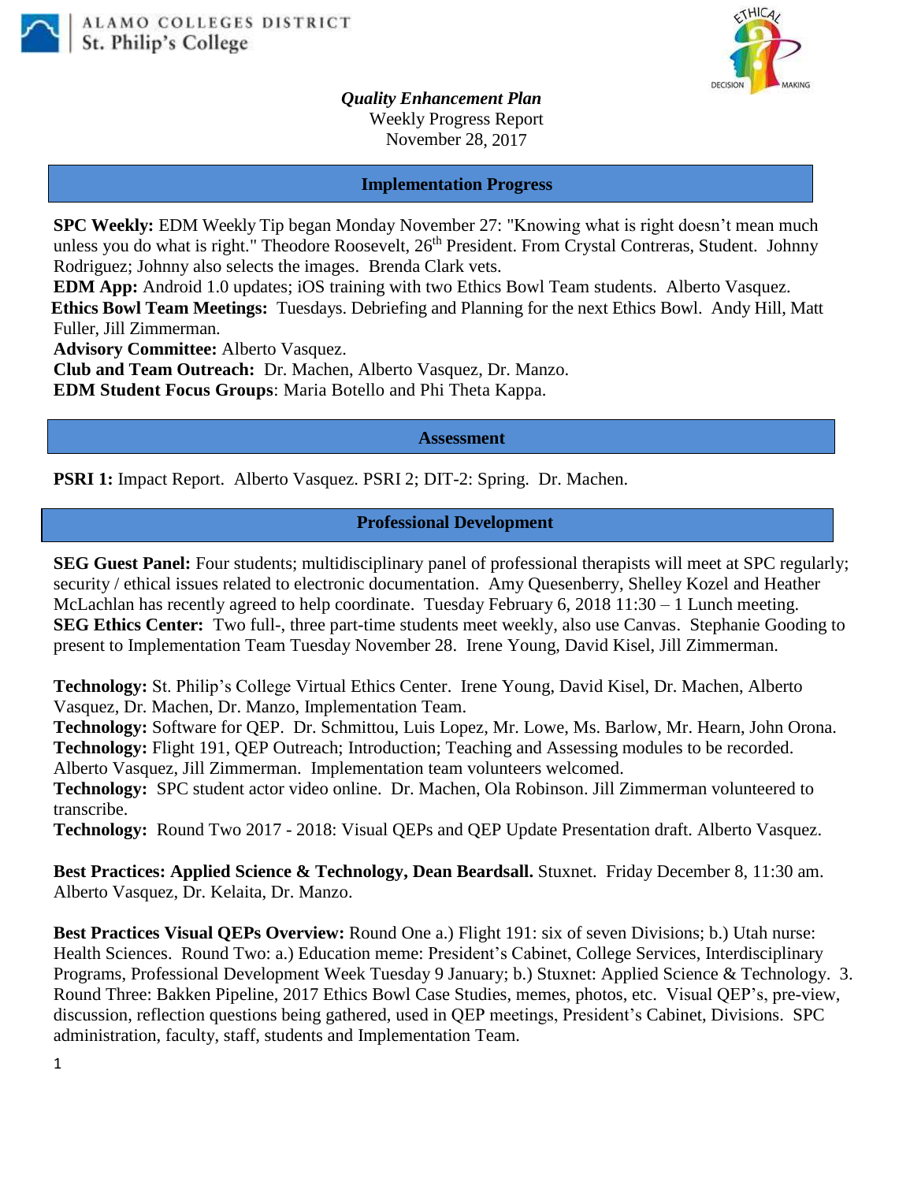ALAMO COLLEGES DISTRICT
St. Philip's College

*Quality Enhancement Plan*
Weekly Progress Report
November 28, 2017

## Implementation Progress

**SPC Weekly:** EDM Weekly Tip began Monday November 27: "Knowing what is right doesn't mean much unless you do what is right." Theodore Roosevelt, 26th President. From Crystal Contreras, Student. Johnny Rodriguez; Johnny also selects the images. Brenda Clark vets.
**EDM App:** Android 1.0 updates; iOS training with two Ethics Bowl Team students. Alberto Vasquez.
**Ethics Bowl Team Meetings:** Tuesdays. Debriefing and Planning for the next Ethics Bowl. Andy Hill, Matt Fuller, Jill Zimmerman.
**Advisory Committee:** Alberto Vasquez.
**Club and Team Outreach:** Dr. Machen, Alberto Vasquez, Dr. Manzo.
**EDM Student Focus Groups**: Maria Botello and Phi Theta Kappa.

## Assessment

**PSRI 1:** Impact Report. Alberto Vasquez. PSRI 2; DIT-2: Spring. Dr. Machen.

## Professional Development

**SEG Guest Panel:** Four students; multidisciplinary panel of professional therapists will meet at SPC regularly; security / ethical issues related to electronic documentation. Amy Quesenberry, Shelley Kozel and Heather McLachlan has recently agreed to help coordinate. Tuesday February 6, 2018 11:30 – 1 Lunch meeting.
**SEG Ethics Center:** Two full-, three part-time students meet weekly, also use Canvas. Stephanie Gooding to present to Implementation Team Tuesday November 28. Irene Young, David Kisel, Jill Zimmerman.

**Technology:** St. Philip's College Virtual Ethics Center. Irene Young, David Kisel, Dr. Machen, Alberto Vasquez, Dr. Machen, Dr. Manzo, Implementation Team.
**Technology:** Software for QEP. Dr. Schmittou, Luis Lopez, Mr. Lowe, Ms. Barlow, Mr. Hearn, John Orona.
**Technology:** Flight 191, QEP Outreach; Introduction; Teaching and Assessing modules to be recorded. Alberto Vasquez, Jill Zimmerman. Implementation team volunteers welcomed.
**Technology:** SPC student actor video online. Dr. Machen, Ola Robinson. Jill Zimmerman volunteered to transcribe.
**Technology:** Round Two 2017 - 2018: Visual QEPs and QEP Update Presentation draft. Alberto Vasquez.

**Best Practices: Applied Science & Technology, Dean Beardsall.** Stuxnet. Friday December 8, 11:30 am. Alberto Vasquez, Dr. Kelaita, Dr. Manzo.

**Best Practices Visual QEPs Overview:** Round One a.) Flight 191: six of seven Divisions; b.) Utah nurse: Health Sciences. Round Two: a.) Education meme: President's Cabinet, College Services, Interdisciplinary Programs, Professional Development Week Tuesday 9 January; b.) Stuxnet: Applied Science & Technology. 3. Round Three: Bakken Pipeline, 2017 Ethics Bowl Case Studies, memes, photos, etc. Visual QEP's, pre-view, discussion, reflection questions being gathered, used in QEP meetings, President's Cabinet, Divisions. SPC administration, faculty, staff, students and Implementation Team.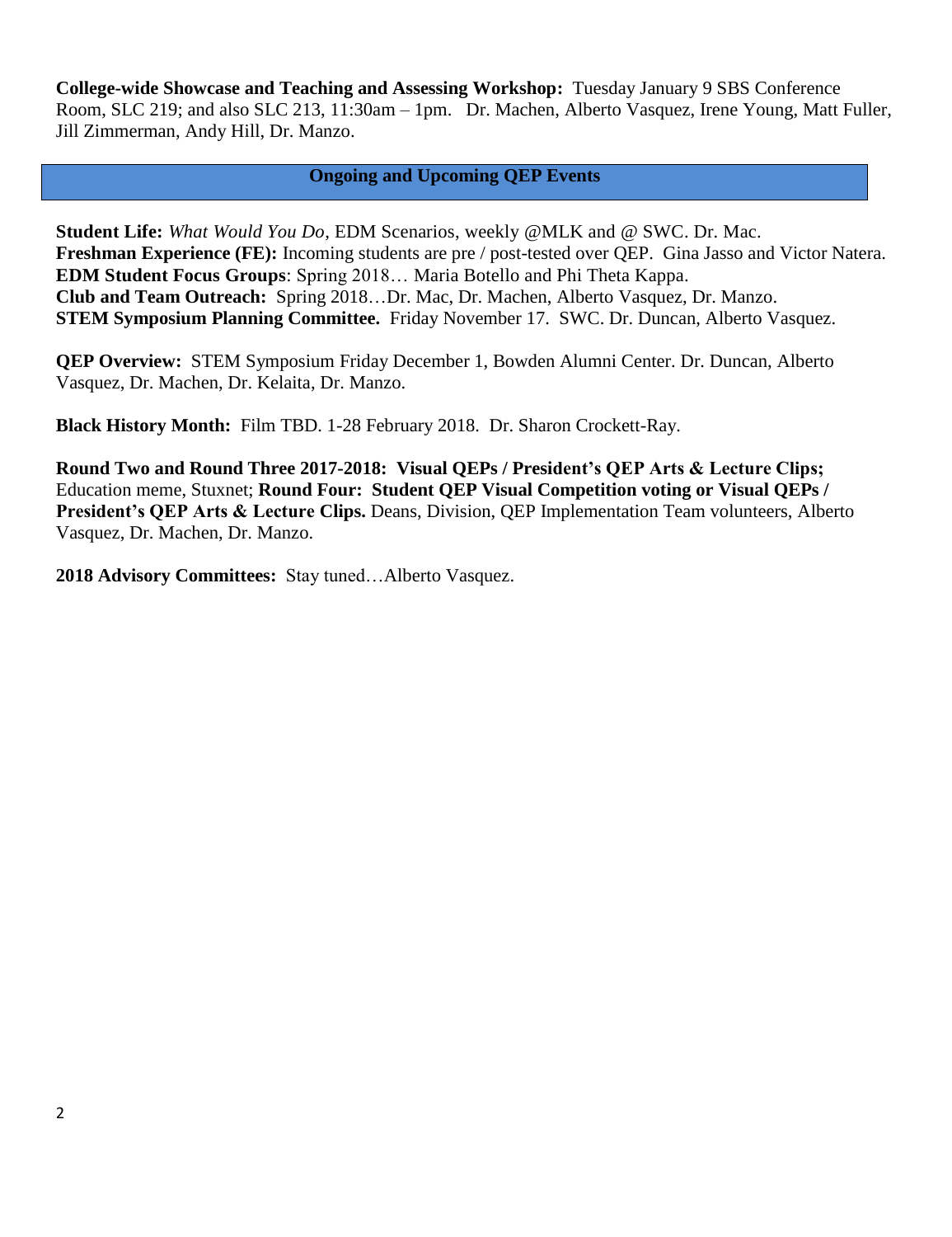**College-wide Showcase and Teaching and Assessing Workshop:** Tuesday January 9 SBS Conference Room, SLC 219; and also SLC 213, 11:30am – 1pm. Dr. Machen, Alberto Vasquez, Irene Young, Matt Fuller, Jill Zimmerman, Andy Hill, Dr. Manzo.

## Ongoing and Upcoming QEP Events

**Student Life:** *What Would You Do*, EDM Scenarios, weekly @MLK and @ SWC. Dr. Mac.
**Freshman Experience (FE):** Incoming students are pre / post-tested over QEP. Gina Jasso and Victor Natera.
**EDM Student Focus Groups**: Spring 2018… Maria Botello and Phi Theta Kappa.
**Club and Team Outreach:** Spring 2018…Dr. Mac, Dr. Machen, Alberto Vasquez, Dr. Manzo.
**STEM Symposium Planning Committee.** Friday November 17. SWC. Dr. Duncan, Alberto Vasquez.

**QEP Overview:** STEM Symposium Friday December 1, Bowden Alumni Center. Dr. Duncan, Alberto Vasquez, Dr. Machen, Dr. Kelaita, Dr. Manzo.

**Black History Month:** Film TBD. 1-28 February 2018. Dr. Sharon Crockett-Ray.

**Round Two and Round Three 2017-2018: Visual QEPs / President's QEP Arts & Lecture Clips;** Education meme, Stuxnet; **Round Four: Student QEP Visual Competition voting or Visual QEPs / President's QEP Arts & Lecture Clips.** Deans, Division, QEP Implementation Team volunteers, Alberto Vasquez, Dr. Machen, Dr. Manzo.

**2018 Advisory Committees:** Stay tuned…Alberto Vasquez.